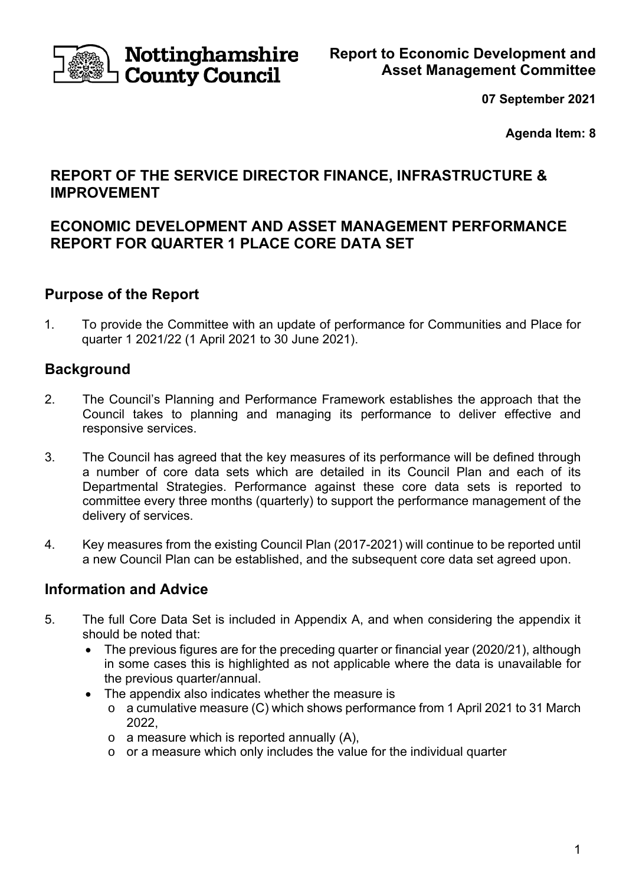Nottinghamshire County Council

**Report to Economic Development and Asset Management Committee**

**07 September 2021**

**Agenda Item: 8**

# REPORT OF THE SERVICE DIRECTOR FINANCE, INFRASTRUCTURE & IMPROVEMENT

# ECONOMIC DEVELOPMENT AND ASSET MANAGEMENT PERFORMANCE REPORT FOR QUARTER 1 PLACE CORE DATA SET

## Purpose of the Report

1. To provide the Committee with an update of performance for Communities and Place for quarter 1 2021/22 (1 April 2021 to 30 June 2021).

## Background

2. The Council's Planning and Performance Framework establishes the approach that the Council takes to planning and managing its performance to deliver effective and responsive services.

3. The Council has agreed that the key measures of its performance will be defined through a number of core data sets which are detailed in its Council Plan and each of its Departmental Strategies. Performance against these core data sets is reported to committee every three months (quarterly) to support the performance management of the delivery of services.

4. Key measures from the existing Council Plan (2017-2021) will continue to be reported until a new Council Plan can be established, and the subsequent core data set agreed upon.

## Information and Advice

5. The full Core Data Set is included in Appendix A, and when considering the appendix it should be noted that:
   - The previous figures are for the preceding quarter or financial year (2020/21), although in some cases this is highlighted as not applicable where the data is unavailable for the previous quarter/annual.
   - The appendix also indicates whether the measure is
     - a cumulative measure (C) which shows performance from 1 April 2021 to 31 March 2022,
     - a measure which is reported annually (A),
     - or a measure which only includes the value for the individual quarter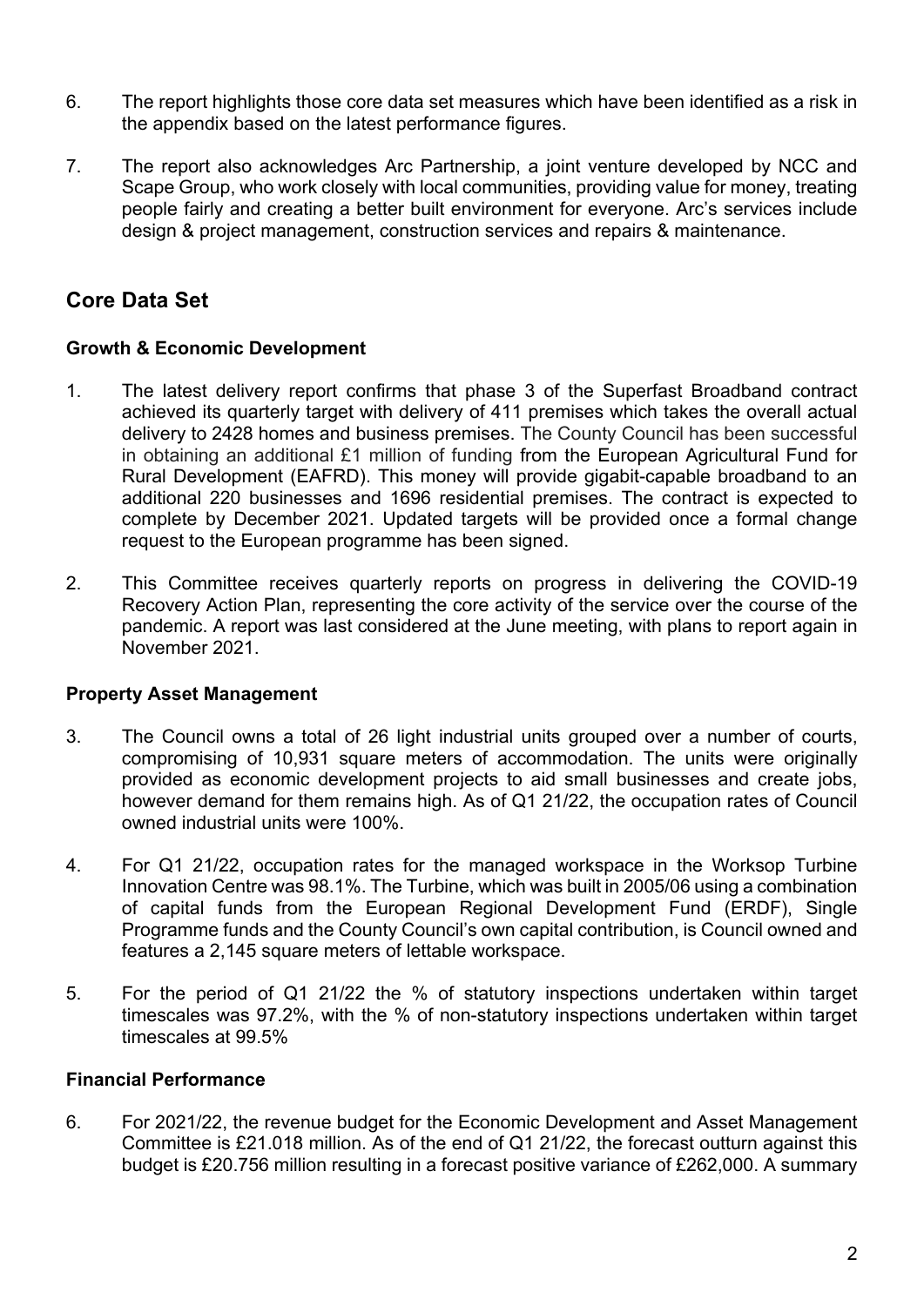6. The report highlights those core data set measures which have been identified as a risk in the appendix based on the latest performance figures.

7. The report also acknowledges Arc Partnership, a joint venture developed by NCC and Scape Group, who work closely with local communities, providing value for money, treating people fairly and creating a better built environment for everyone. Arc's services include design & project management, construction services and repairs & maintenance.

## Core Data Set

### Growth & Economic Development

1. The latest delivery report confirms that phase 3 of the Superfast Broadband contract achieved its quarterly target with delivery of 411 premises which takes the overall actual delivery to 2428 homes and business premises. The County Council has been successful in obtaining an additional £1 million of funding from the European Agricultural Fund for Rural Development (EAFRD). This money will provide gigabit-capable broadband to an additional 220 businesses and 1696 residential premises. The contract is expected to complete by December 2021. Updated targets will be provided once a formal change request to the European programme has been signed.

2. This Committee receives quarterly reports on progress in delivering the COVID-19 Recovery Action Plan, representing the core activity of the service over the course of the pandemic. A report was last considered at the June meeting, with plans to report again in November 2021.

### Property Asset Management

3. The Council owns a total of 26 light industrial units grouped over a number of courts, compromising of 10,931 square meters of accommodation. The units were originally provided as economic development projects to aid small businesses and create jobs, however demand for them remains high. As of Q1 21/22, the occupation rates of Council owned industrial units were 100%.

4. For Q1 21/22, occupation rates for the managed workspace in the Worksop Turbine Innovation Centre was 98.1%. The Turbine, which was built in 2005/06 using a combination of capital funds from the European Regional Development Fund (ERDF), Single Programme funds and the County Council's own capital contribution, is Council owned and features a 2,145 square meters of lettable workspace.

5. For the period of Q1 21/22 the % of statutory inspections undertaken within target timescales was 97.2%, with the % of non-statutory inspections undertaken within target timescales at 99.5%

### Financial Performance

6. For 2021/22, the revenue budget for the Economic Development and Asset Management Committee is £21.018 million. As of the end of Q1 21/22, the forecast outturn against this budget is £20.756 million resulting in a forecast positive variance of £262,000. A summary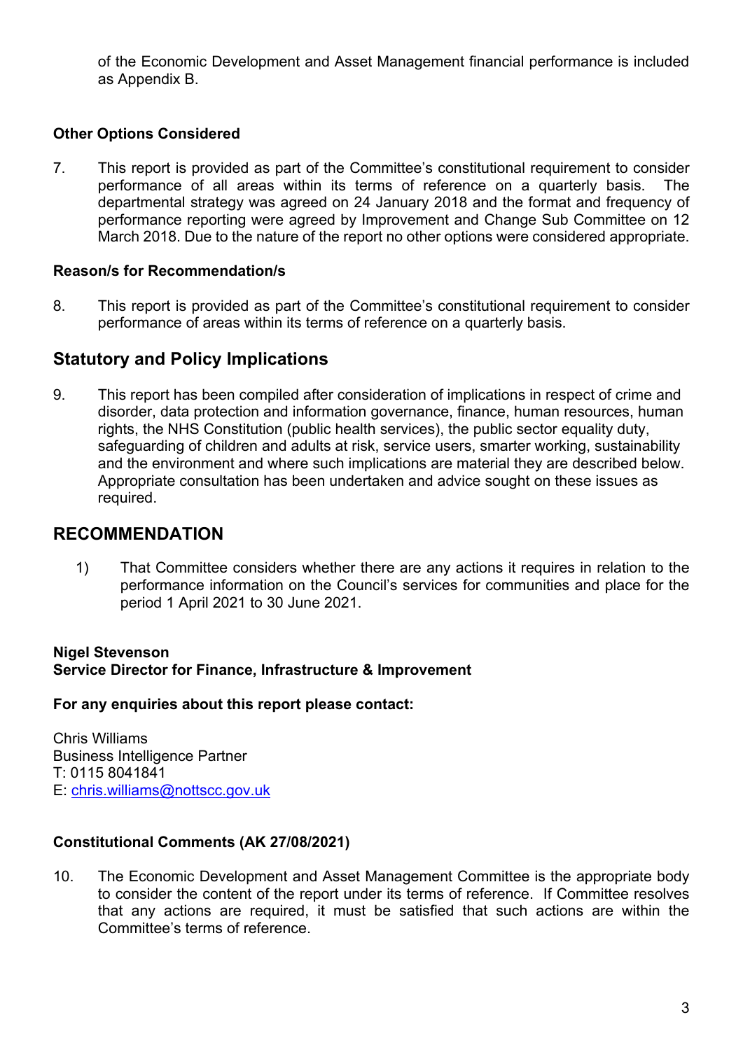of the Economic Development and Asset Management financial performance is included as Appendix B.

**Other Options Considered**

7. This report is provided as part of the Committee's constitutional requirement to consider performance of all areas within its terms of reference on a quarterly basis. The departmental strategy was agreed on 24 January 2018 and the format and frequency of performance reporting were agreed by Improvement and Change Sub Committee on 12 March 2018. Due to the nature of the report no other options were considered appropriate.

**Reason/s for Recommendation/s**

8. This report is provided as part of the Committee's constitutional requirement to consider performance of areas within its terms of reference on a quarterly basis.

## Statutory and Policy Implications

9. This report has been compiled after consideration of implications in respect of crime and disorder, data protection and information governance, finance, human resources, human rights, the NHS Constitution (public health services), the public sector equality duty, safeguarding of children and adults at risk, service users, smarter working, sustainability and the environment and where such implications are material they are described below. Appropriate consultation has been undertaken and advice sought on these issues as required.

## RECOMMENDATION

1) That Committee considers whether there are any actions it requires in relation to the performance information on the Council's services for communities and place for the period 1 April 2021 to 30 June 2021.

**Nigel Stevenson**
**Service Director for Finance, Infrastructure & Improvement**

**For any enquiries about this report please contact:**

Chris Williams
Business Intelligence Partner
T: 0115 8041841
E: chris.williams@nottscc.gov.uk

**Constitutional Comments (AK 27/08/2021)**

10. The Economic Development and Asset Management Committee is the appropriate body to consider the content of the report under its terms of reference. If Committee resolves that any actions are required, it must be satisfied that such actions are within the Committee's terms of reference.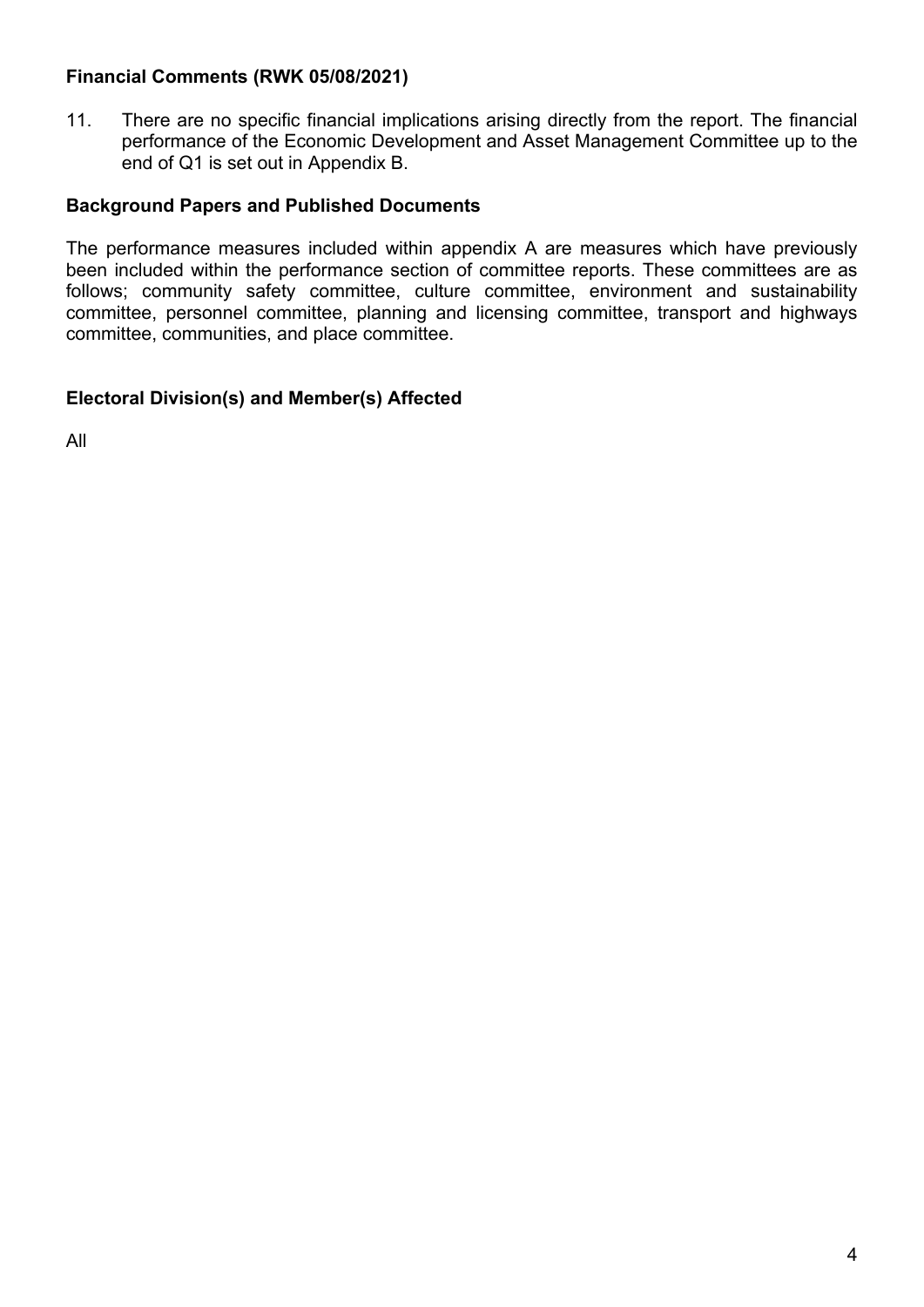**Financial Comments (RWK 05/08/2021)**

11. There are no specific financial implications arising directly from the report. The financial performance of the Economic Development and Asset Management Committee up to the end of Q1 is set out in Appendix B.

**Background Papers and Published Documents**

The performance measures included within appendix A are measures which have previously been included within the performance section of committee reports. These committees are as follows; community safety committee, culture committee, environment and sustainability committee, personnel committee, planning and licensing committee, transport and highways committee, communities, and place committee.

**Electoral Division(s) and Member(s) Affected**

All